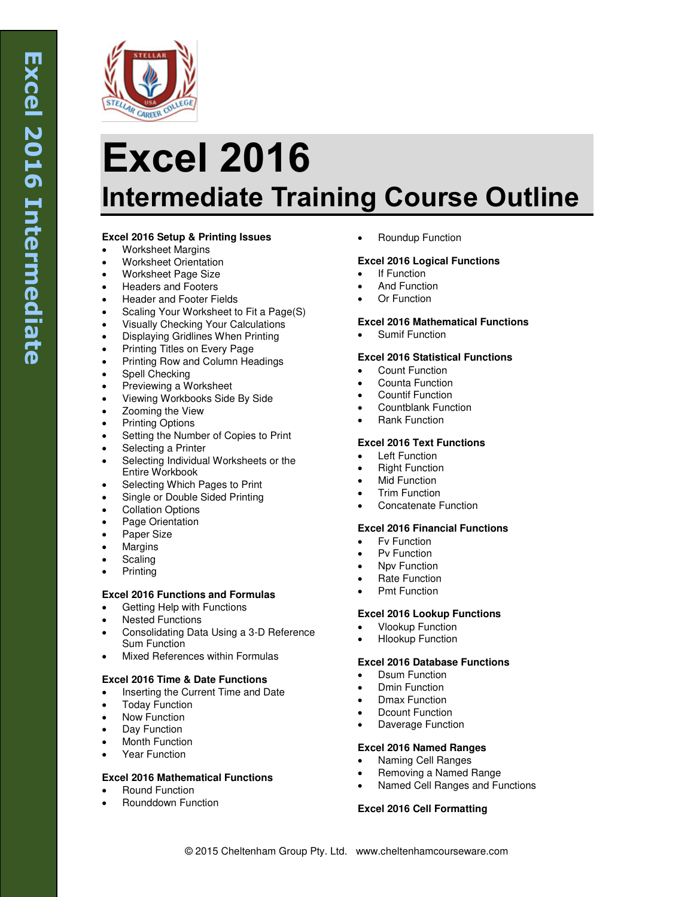# Excel 2016

## Intermediate Training Course Outline

**Excel 2016 Setup & Printing Issues**

- Worksheet Margins
- Worksheet Orientation
- Worksheet Page Size
- Headers and Footers
- Header and Footer Fields
- Scaling Your Worksheet to Fit a Page(S)
- Visually Checking Your Calculations
- Displaying Gridlines When Printing
- Printing Titles on Every Page
- Printing Row and Column Headings
- Spell Checking
- Previewing a Worksheet
- Viewing Workbooks Side By Side
- Zooming the View
- Printing Options
- Setting the Number of Copies to Print
- Selecting a Printer
- Selecting Individual Worksheets or the Entire Workbook
- Selecting Which Pages to Print
- Single or Double Sided Printing
- Collation Options
- Page Orientation
- Paper Size
- Margins
- Scaling
- Printing

**Excel 2016 Functions and Formulas**

- Getting Help with Functions
- Nested Functions
- Consolidating Data Using a 3-D Reference Sum Function
- Mixed References within Formulas

**Excel 2016 Time & Date Functions**

- Inserting the Current Time and Date
- Today Function
- Now Function
- Day Function
- Month Function
- Year Function

**Excel 2016 Mathematical Functions**

- Round Function
- Rounddown Function
- Roundup Function

**Excel 2016 Logical Functions**

- If Function
- And Function
- Or Function

**Excel 2016 Mathematical Functions**

- Sumif Function

**Excel 2016 Statistical Functions**

- Count Function
- Counta Function
- Countif Function
- Countblank Function
- Rank Function

**Excel 2016 Text Functions**

- Left Function
- Right Function
- Mid Function
- Trim Function
- Concatenate Function

**Excel 2016 Financial Functions**

- Fv Function
- Pv Function
- Npv Function
- Rate Function
- Pmt Function

**Excel 2016 Lookup Functions**

- Vlookup Function
- Hlookup Function

**Excel 2016 Database Functions**

- Dsum Function
- Dmin Function
- Dmax Function
- Dcount Function
- Daverage Function

**Excel 2016 Named Ranges**

- Naming Cell Ranges
- Removing a Named Range
- Named Cell Ranges and Functions

**Excel 2016 Cell Formatting**

© 2015 Cheltenham Group Pty. Ltd. www.cheltenhamcourseware.com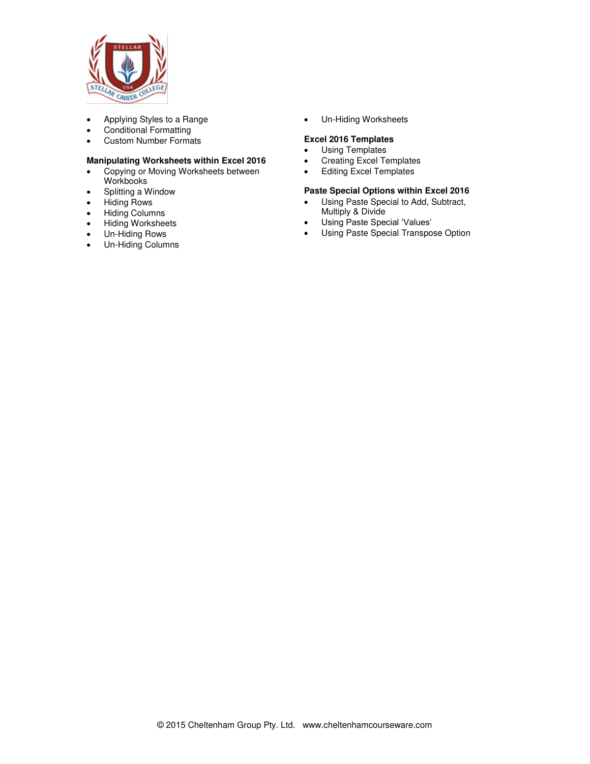- Applying Styles to a Range
- Conditional Formatting
- Custom Number Formats

**Manipulating Worksheets within Excel 2016**

- Copying or Moving Worksheets between Workbooks
- Splitting a Window
- Hiding Rows
- Hiding Columns
- Hiding Worksheets
- Un-Hiding Rows
- Un-Hiding Columns
- Un-Hiding Worksheets

**Excel 2016 Templates**

- Using Templates
- Creating Excel Templates
- Editing Excel Templates

**Paste Special Options within Excel 2016**

- Using Paste Special to Add, Subtract, Multiply & Divide
- Using Paste Special 'Values'
- Using Paste Special Transpose Option

© 2015 Cheltenham Group Pty. Ltd. www.cheltenhamcourseware.com